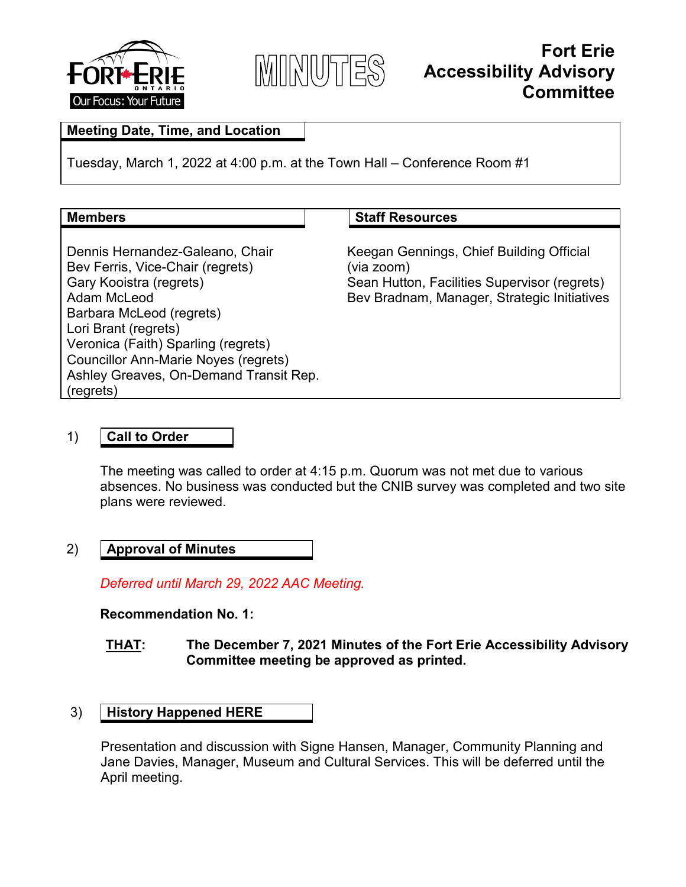# MINUTES

## Fort Erie Accessibility Advisory Committee

**Meeting Date, Time, and Location**

Tuesday, March 1, 2022 at 4:00 p.m. at the Town Hall – Conference Room #1

**Members**

Dennis Hernandez-Galeano, Chair
Bev Ferris, Vice-Chair (regrets)
Gary Kooistra (regrets)
Adam McLeod
Barbara McLeod (regrets)
Lori Brant (regrets)
Veronica (Faith) Sparling (regrets)
Councillor Ann-Marie Noyes (regrets)
Ashley Greaves, On-Demand Transit Rep. (regrets)

**Staff Resources**

Keegan Gennings, Chief Building Official (via zoom)
Sean Hutton, Facilities Supervisor (regrets)
Bev Bradnam, Manager, Strategic Initiatives

### 1) Call to Order

The meeting was called to order at 4:15 p.m. Quorum was not met due to various absences. No business was conducted but the CNIB survey was completed and two site plans were reviewed.

### 2) Approval of Minutes

*Deferred until March 29, 2022 AAC Meeting.*

**Recommendation No. 1:**

**<u>THAT</u>: The December 7, 2021 Minutes of the Fort Erie Accessibility Advisory Committee meeting be approved as printed.**

### 3) History Happened HERE

Presentation and discussion with Signe Hansen, Manager, Community Planning and Jane Davies, Manager, Museum and Cultural Services. This will be deferred until the April meeting.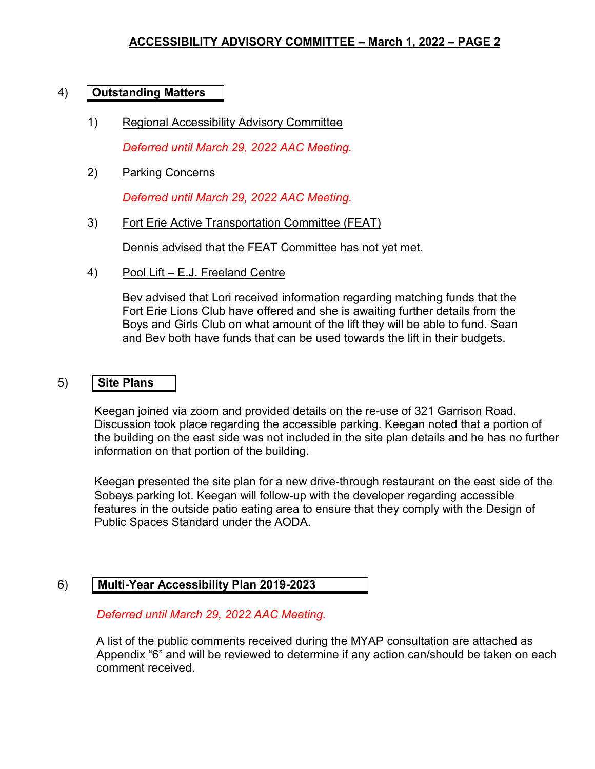## 4) Outstanding Matters

1) Regional Accessibility Advisory Committee

   *Deferred until March 29, 2022 AAC Meeting.*

2) Parking Concerns

   *Deferred until March 29, 2022 AAC Meeting.*

3) Fort Erie Active Transportation Committee (FEAT)

   Dennis advised that the FEAT Committee has not yet met.

4) Pool Lift – E.J. Freeland Centre

   Bev advised that Lori received information regarding matching funds that the Fort Erie Lions Club have offered and she is awaiting further details from the Boys and Girls Club on what amount of the lift they will be able to fund. Sean and Bev both have funds that can be used towards the lift in their budgets.

## 5) Site Plans

Keegan joined via zoom and provided details on the re-use of 321 Garrison Road. Discussion took place regarding the accessible parking. Keegan noted that a portion of the building on the east side was not included in the site plan details and he has no further information on that portion of the building.

Keegan presented the site plan for a new drive-through restaurant on the east side of the Sobeys parking lot. Keegan will follow-up with the developer regarding accessible features in the outside patio eating area to ensure that they comply with the Design of Public Spaces Standard under the AODA.

## 6) Multi-Year Accessibility Plan 2019-2023

*Deferred until March 29, 2022 AAC Meeting.*

A list of the public comments received during the MYAP consultation are attached as Appendix "6" and will be reviewed to determine if any action can/should be taken on each comment received.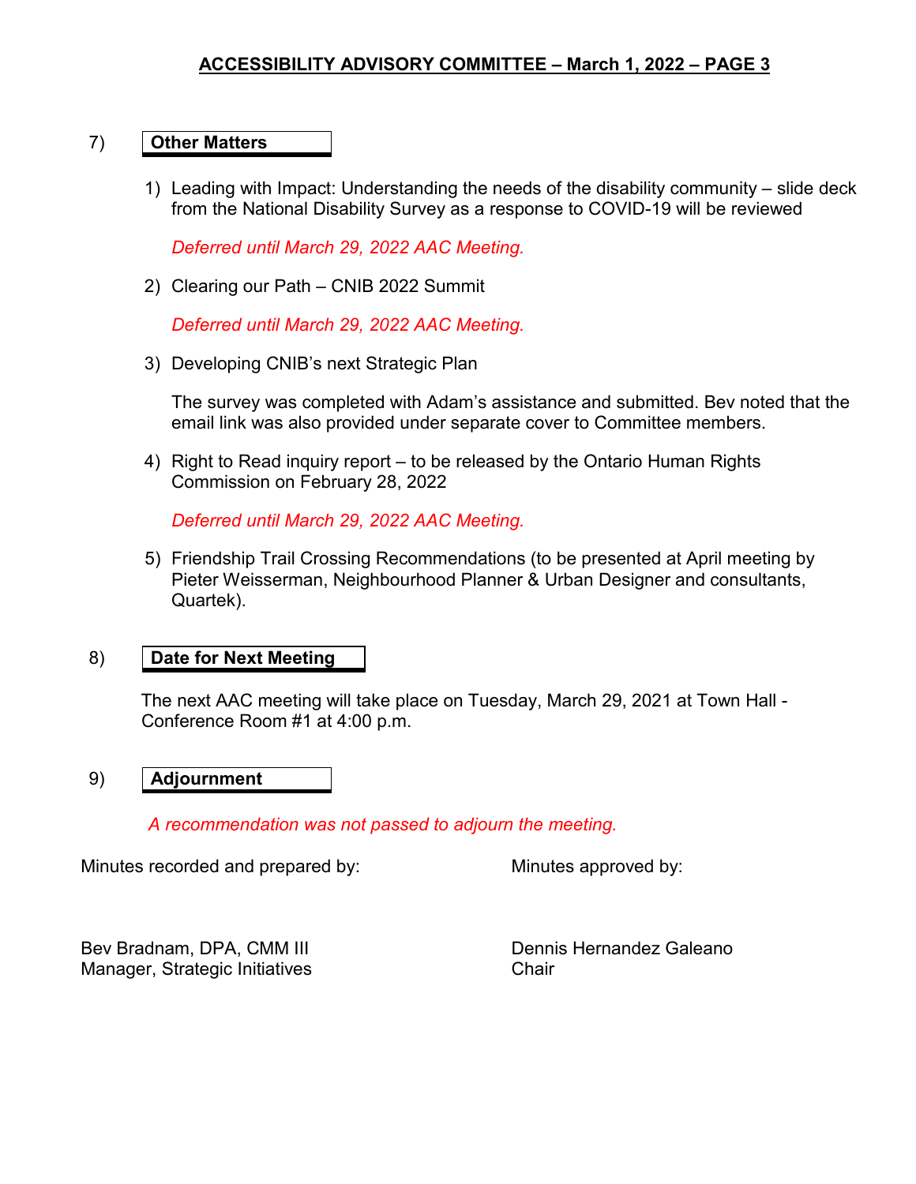## 7) Other Matters

1) Leading with Impact: Understanding the needs of the disability community – slide deck from the National Disability Survey as a response to COVID-19 will be reviewed

   *Deferred until March 29, 2022 AAC Meeting.*

2) Clearing our Path – CNIB 2022 Summit

   *Deferred until March 29, 2022 AAC Meeting.*

3) Developing CNIB's next Strategic Plan

   The survey was completed with Adam's assistance and submitted. Bev noted that the email link was also provided under separate cover to Committee members.

4) Right to Read inquiry report – to be released by the Ontario Human Rights Commission on February 28, 2022

   *Deferred until March 29, 2022 AAC Meeting.*

5) Friendship Trail Crossing Recommendations (to be presented at April meeting by Pieter Weisserman, Neighbourhood Planner & Urban Designer and consultants, Quartek).

## 8) Date for Next Meeting

The next AAC meeting will take place on Tuesday, March 29, 2021 at Town Hall - Conference Room #1 at 4:00 p.m.

## 9) Adjournment

*A recommendation was not passed to adjourn the meeting.*

| Minutes recorded and prepared by: | Minutes approved by: |
|---|---|
| Bev Bradnam, DPA, CMM III<br>Manager, Strategic Initiatives | Dennis Hernandez Galeano<br>Chair |